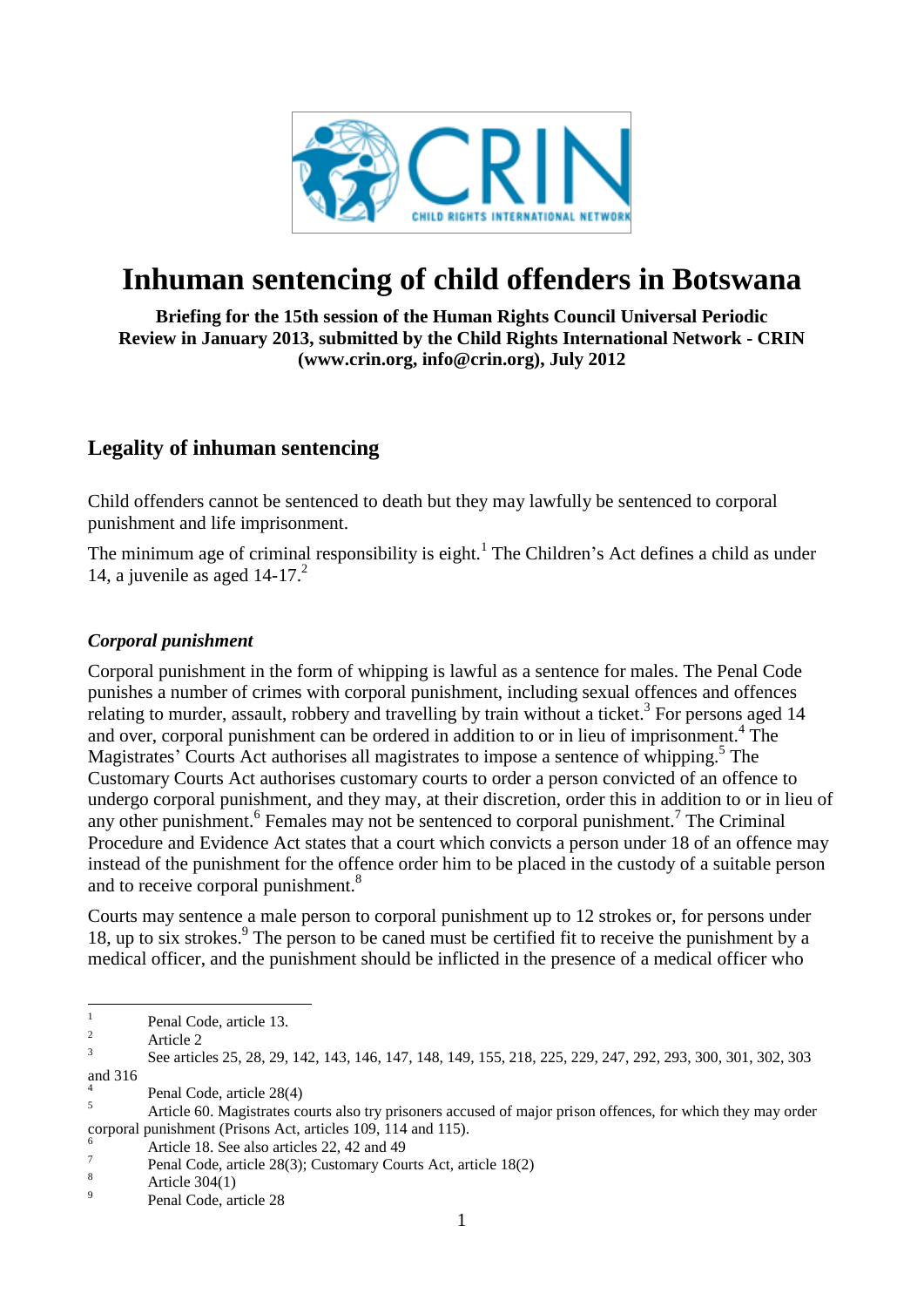# Inhuman sentencing of child offenders in Botswana

**Briefing for the 15th session of the Human Rights Council Universal Periodic Review in January 2013, submitted by the Child Rights International Network - CRIN (www.crin.org, info@crin.org), July 2012**

## Legality of inhuman sentencing

Child offenders cannot be sentenced to death but they may lawfully be sentenced to corporal punishment and life imprisonment.

The minimum age of criminal responsibility is eight.[1] The Children's Act defines a child as under 14, a juvenile as aged 14-17.[2]

### *Corporal punishment*

Corporal punishment in the form of whipping is lawful as a sentence for males. The Penal Code punishes a number of crimes with corporal punishment, including sexual offences and offences relating to murder, assault, robbery and travelling by train without a ticket.[3] For persons aged 14 and over, corporal punishment can be ordered in addition to or in lieu of imprisonment.[4] The Magistrates' Courts Act authorises all magistrates to impose a sentence of whipping.[5] The Customary Courts Act authorises customary courts to order a person convicted of an offence to undergo corporal punishment, and they may, at their discretion, order this in addition to or in lieu of any other punishment.[6] Females may not be sentenced to corporal punishment.[7] The Criminal Procedure and Evidence Act states that a court which convicts a person under 18 of an offence may instead of the punishment for the offence order him to be placed in the custody of a suitable person and to receive corporal punishment.[8]

Courts may sentence a male person to corporal punishment up to 12 strokes or, for persons under 18, up to six strokes.[9] The person to be caned must be certified fit to receive the punishment by a medical officer, and the punishment should be inflicted in the presence of a medical officer who

---

1 Penal Code, article 13.

2 Article 2

3 See articles 25, 28, 29, 142, 143, 146, 147, 148, 149, 155, 218, 225, 229, 247, 292, 293, 300, 301, 302, 303 and 316

4 Penal Code, article 28(4)

5 Article 60. Magistrates courts also try prisoners accused of major prison offences, for which they may order corporal punishment (Prisons Act, articles 109, 114 and 115).

6 Article 18. See also articles 22, 42 and 49

7 Penal Code, article 28(3); Customary Courts Act, article 18(2)

8 Article 304(1)

9 Penal Code, article 28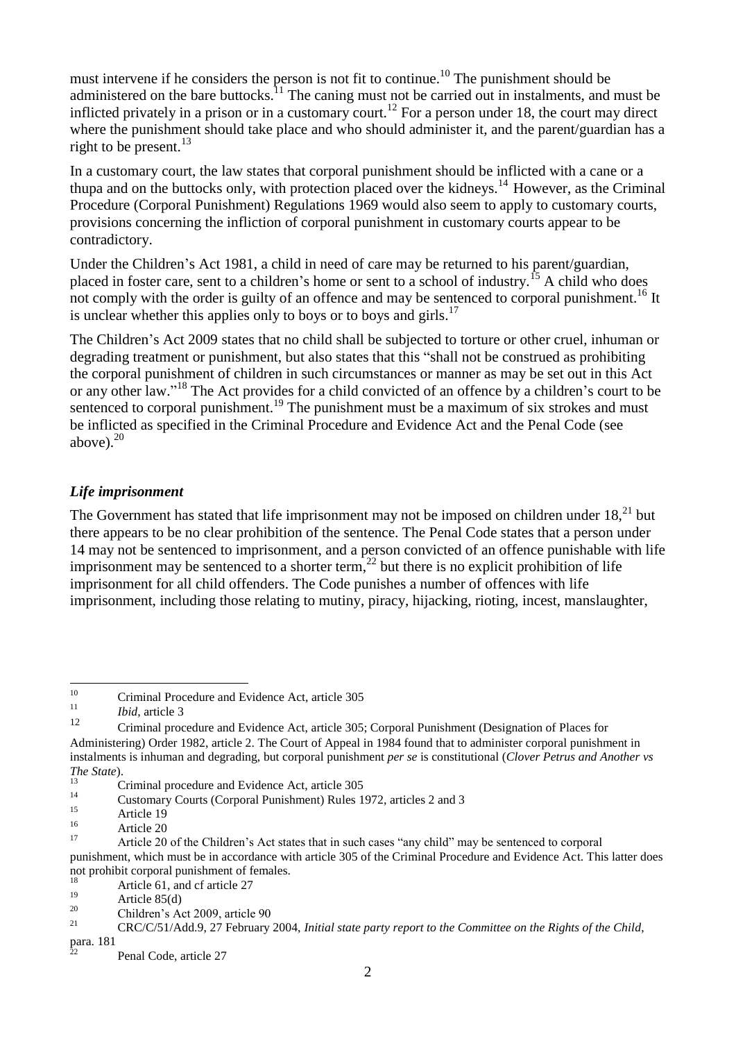must intervene if he considers the person is not fit to continue.[10] The punishment should be administered on the bare buttocks.[11] The caning must not be carried out in instalments, and must be inflicted privately in a prison or in a customary court.[12] For a person under 18, the court may direct where the punishment should take place and who should administer it, and the parent/guardian has a right to be present.[13]

In a customary court, the law states that corporal punishment should be inflicted with a cane or a thupa and on the buttocks only, with protection placed over the kidneys.[14] However, as the Criminal Procedure (Corporal Punishment) Regulations 1969 would also seem to apply to customary courts, provisions concerning the infliction of corporal punishment in customary courts appear to be contradictory.

Under the Children's Act 1981, a child in need of care may be returned to his parent/guardian, placed in foster care, sent to a children's home or sent to a school of industry.[15] A child who does not comply with the order is guilty of an offence and may be sentenced to corporal punishment.[16] It is unclear whether this applies only to boys or to boys and girls.[17]

The Children's Act 2009 states that no child shall be subjected to torture or other cruel, inhuman or degrading treatment or punishment, but also states that this "shall not be construed as prohibiting the corporal punishment of children in such circumstances or manner as may be set out in this Act or any other law."[18] The Act provides for a child convicted of an offence by a children's court to be sentenced to corporal punishment.[19] The punishment must be a maximum of six strokes and must be inflicted as specified in the Criminal Procedure and Evidence Act and the Penal Code (see above).[20]

### *Life imprisonment*

The Government has stated that life imprisonment may not be imposed on children under 18,[21] but there appears to be no clear prohibition of the sentence. The Penal Code states that a person under 14 may not be sentenced to imprisonment, and a person convicted of an offence punishable with life imprisonment may be sentenced to a shorter term,[22] but there is no explicit prohibition of life imprisonment for all child offenders. The Code punishes a number of offences with life imprisonment, including those relating to mutiny, piracy, hijacking, rioting, incest, manslaughter,

---

[10] Criminal Procedure and Evidence Act, article 305

[11] *Ibid*, article 3

[12] Criminal procedure and Evidence Act, article 305; Corporal Punishment (Designation of Places for Administering) Order 1982, article 2. The Court of Appeal in 1984 found that to administer corporal punishment in instalments is inhuman and degrading, but corporal punishment *per se* is constitutional (*Clover Petrus and Another vs The State*).

[13] Criminal procedure and Evidence Act, article 305

[14] Customary Courts (Corporal Punishment) Rules 1972, articles 2 and 3

[15] Article 19

[16] Article 20

[17] Article 20 of the Children's Act states that in such cases "any child" may be sentenced to corporal punishment, which must be in accordance with article 305 of the Criminal Procedure and Evidence Act. This latter does not prohibit corporal punishment of females.

[18] Article 61, and cf article 27

[19] Article 85(d)

[20] Children's Act 2009, article 90

[21] CRC/C/51/Add.9, 27 February 2004, *Initial state party report to the Committee on the Rights of the Child*, para. 181

[22] Penal Code, article 27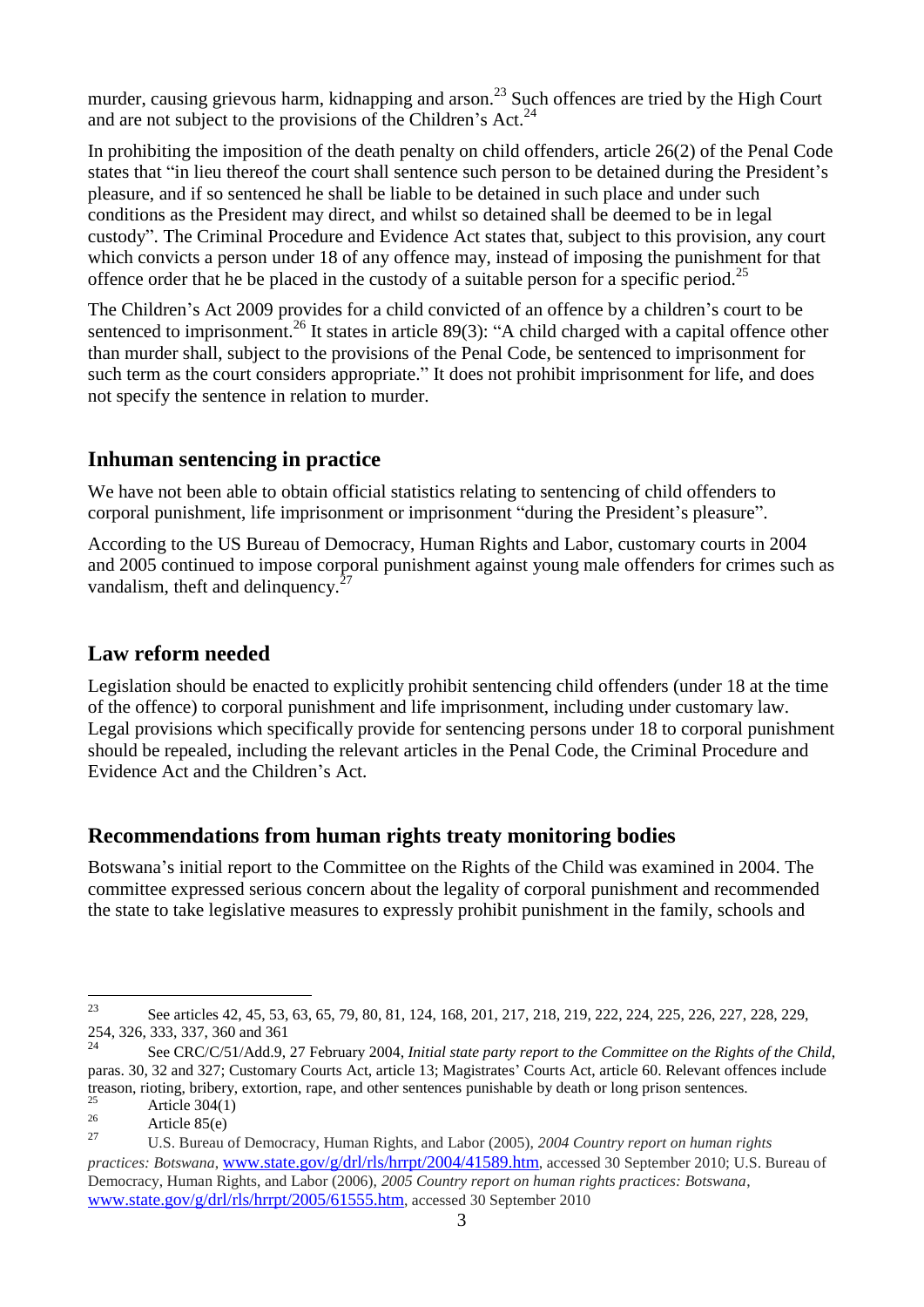murder, causing grievous harm, kidnapping and arson.[23] Such offences are tried by the High Court and are not subject to the provisions of the Children's Act.[24]

In prohibiting the imposition of the death penalty on child offenders, article 26(2) of the Penal Code states that "in lieu thereof the court shall sentence such person to be detained during the President's pleasure, and if so sentenced he shall be liable to be detained in such place and under such conditions as the President may direct, and whilst so detained shall be deemed to be in legal custody". The Criminal Procedure and Evidence Act states that, subject to this provision, any court which convicts a person under 18 of any offence may, instead of imposing the punishment for that offence order that he be placed in the custody of a suitable person for a specific period.[25]

The Children's Act 2009 provides for a child convicted of an offence by a children's court to be sentenced to imprisonment.[26] It states in article 89(3): "A child charged with a capital offence other than murder shall, subject to the provisions of the Penal Code, be sentenced to imprisonment for such term as the court considers appropriate." It does not prohibit imprisonment for life, and does not specify the sentence in relation to murder.

## Inhuman sentencing in practice

We have not been able to obtain official statistics relating to sentencing of child offenders to corporal punishment, life imprisonment or imprisonment "during the President's pleasure".

According to the US Bureau of Democracy, Human Rights and Labor, customary courts in 2004 and 2005 continued to impose corporal punishment against young male offenders for crimes such as vandalism, theft and delinquency.[27]

## Law reform needed

Legislation should be enacted to explicitly prohibit sentencing child offenders (under 18 at the time of the offence) to corporal punishment and life imprisonment, including under customary law. Legal provisions which specifically provide for sentencing persons under 18 to corporal punishment should be repealed, including the relevant articles in the Penal Code, the Criminal Procedure and Evidence Act and the Children's Act.

## Recommendations from human rights treaty monitoring bodies

Botswana's initial report to the Committee on the Rights of the Child was examined in 2004. The committee expressed serious concern about the legality of corporal punishment and recommended the state to take legislative measures to expressly prohibit punishment in the family, schools and

---

[23] See articles 42, 45, 53, 63, 65, 79, 80, 81, 124, 168, 201, 217, 218, 219, 222, 224, 225, 226, 227, 228, 229, 254, 326, 333, 337, 360 and 361

[24] See CRC/C/51/Add.9, 27 February 2004, *Initial state party report to the Committee on the Rights of the Child*, paras. 30, 32 and 327; Customary Courts Act, article 13; Magistrates' Courts Act, article 60. Relevant offences include treason, rioting, bribery, extortion, rape, and other sentences punishable by death or long prison sentences.

[25] Article 304(1)

[26] Article 85(e)

[27] U.S. Bureau of Democracy, Human Rights, and Labor (2005), *2004 Country report on human rights practices: Botswana*, www.state.gov/g/drl/rls/hrrpt/2004/41589.htm, accessed 30 September 2010; U.S. Bureau of Democracy, Human Rights, and Labor (2006), *2005 Country report on human rights practices: Botswana*, www.state.gov/g/drl/rls/hrrpt/2005/61555.htm, accessed 30 September 2010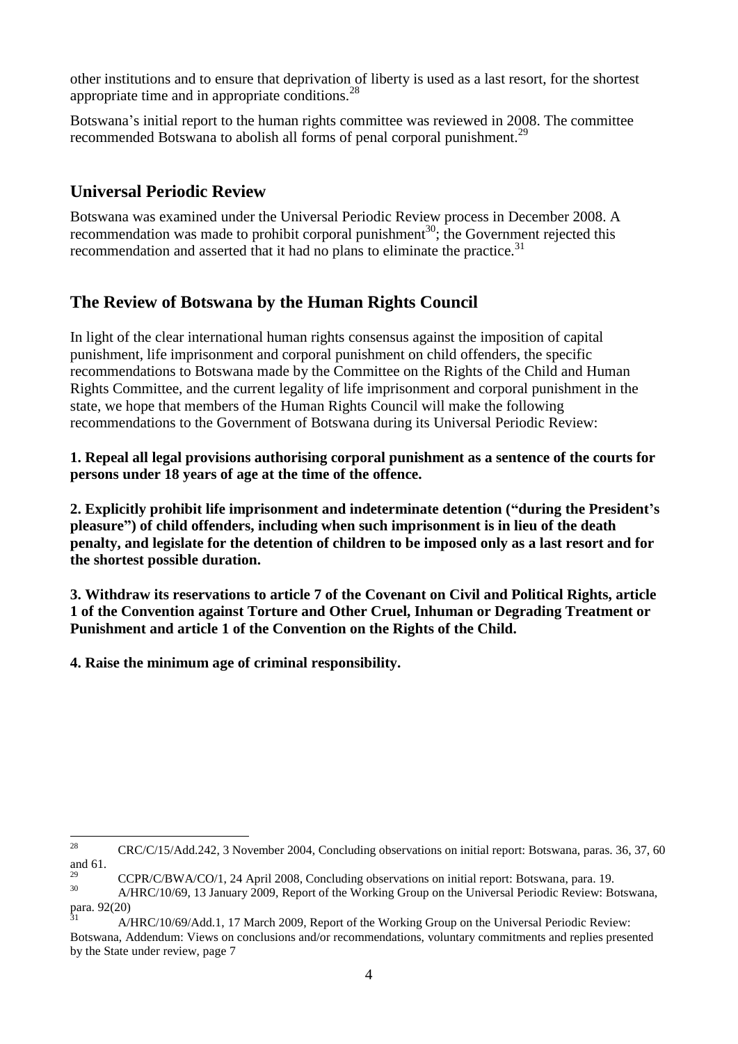other institutions and to ensure that deprivation of liberty is used as a last resort, for the shortest appropriate time and in appropriate conditions.[28]

Botswana's initial report to the human rights committee was reviewed in 2008. The committee recommended Botswana to abolish all forms of penal corporal punishment.[29]

## Universal Periodic Review

Botswana was examined under the Universal Periodic Review process in December 2008. A recommendation was made to prohibit corporal punishment[30]; the Government rejected this recommendation and asserted that it had no plans to eliminate the practice.[31]

## The Review of Botswana by the Human Rights Council

In light of the clear international human rights consensus against the imposition of capital punishment, life imprisonment and corporal punishment on child offenders, the specific recommendations to Botswana made by the Committee on the Rights of the Child and Human Rights Committee, and the current legality of life imprisonment and corporal punishment in the state, we hope that members of the Human Rights Council will make the following recommendations to the Government of Botswana during its Universal Periodic Review:

**1. Repeal all legal provisions authorising corporal punishment as a sentence of the courts for persons under 18 years of age at the time of the offence.**

**2. Explicitly prohibit life imprisonment and indeterminate detention ("during the President's pleasure") of child offenders, including when such imprisonment is in lieu of the death penalty, and legislate for the detention of children to be imposed only as a last resort and for the shortest possible duration.**

**3. Withdraw its reservations to article 7 of the Covenant on Civil and Political Rights, article 1 of the Convention against Torture and Other Cruel, Inhuman or Degrading Treatment or Punishment and article 1 of the Convention on the Rights of the Child.**

**4. Raise the minimum age of criminal responsibility.**

---

[28] CRC/C/15/Add.242, 3 November 2004, Concluding observations on initial report: Botswana, paras. 36, 37, 60 and 61.

[29] CCPR/C/BWA/CO/1, 24 April 2008, Concluding observations on initial report: Botswana, para. 19.

[30] A/HRC/10/69, 13 January 2009, Report of the Working Group on the Universal Periodic Review: Botswana, para. 92(20)

[31] A/HRC/10/69/Add.1, 17 March 2009, Report of the Working Group on the Universal Periodic Review: Botswana, Addendum: Views on conclusions and/or recommendations, voluntary commitments and replies presented by the State under review, page 7